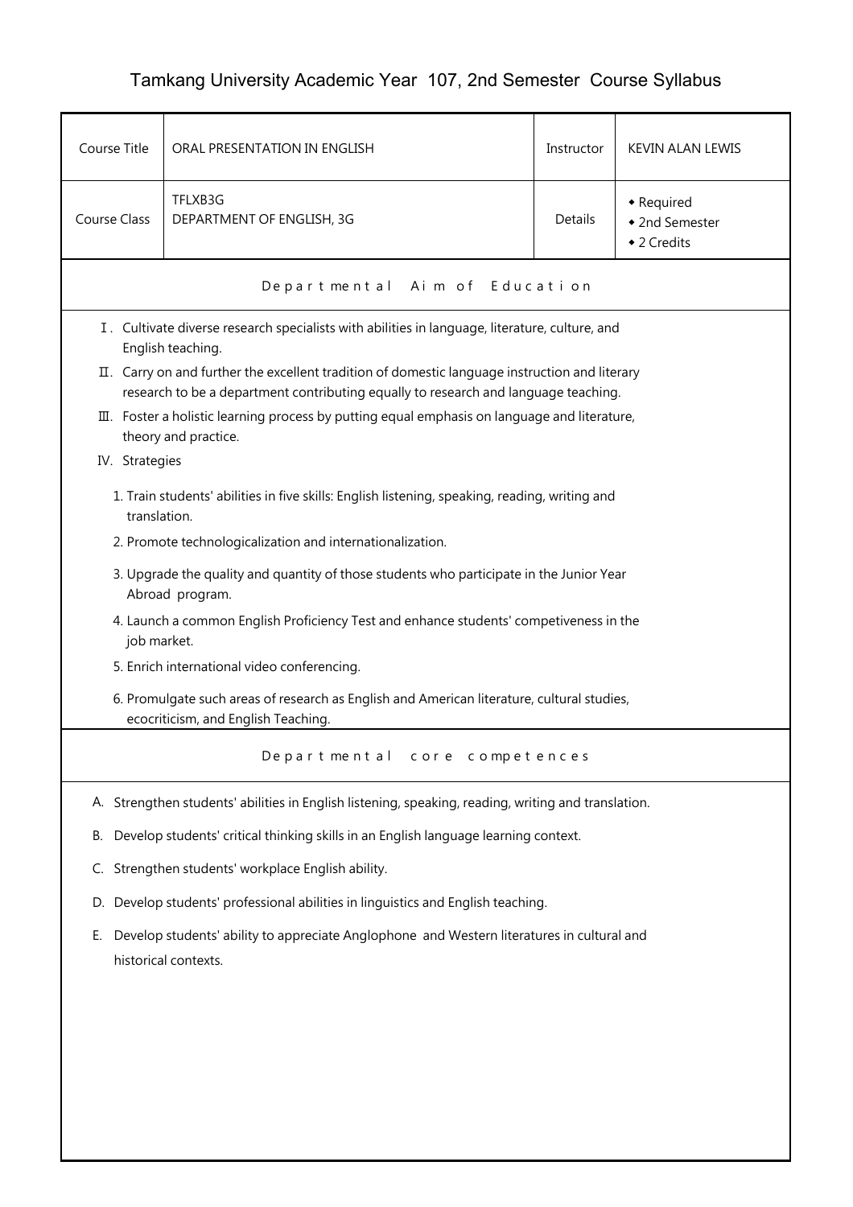# Tamkang University Academic Year 107, 2nd Semester Course Syllabus

| Course Title | ORAL PRESENTATION IN ENGLISH | Instructor | KEVIN ALAN LEWIS |
| --- | --- | --- | --- |
| Course Class | TFLXB3G<br>DEPARTMENT OF ENGLISH, 3G | Details | ◆ Required<br>◆ 2nd Semester<br>◆ 2 Credits |

## Departmental Aim of Education

Ⅰ. Cultivate diverse research specialists with abilities in language, literature, culture, and English teaching.

Ⅱ. Carry on and further the excellent tradition of domestic language instruction and literary research to be a department contributing equally to research and language teaching.

Ⅲ. Foster a holistic learning process by putting equal emphasis on language and literature, theory and practice.

IV. Strategies

1. Train students' abilities in five skills: English listening, speaking, reading, writing and translation.
2. Promote technologicalization and internationalization.
3. Upgrade the quality and quantity of those students who participate in the Junior Year Abroad program.
4. Launch a common English Proficiency Test and enhance students' competiveness in the job market.
5. Enrich international video conferencing.
6. Promulgate such areas of research as English and American literature, cultural studies, ecocriticism, and English Teaching.

## Departmental core competences

A. Strengthen students' abilities in English listening, speaking, reading, writing and translation.

B. Develop students' critical thinking skills in an English language learning context.

C. Strengthen students' workplace English ability.

D. Develop students' professional abilities in linguistics and English teaching.

E. Develop students' ability to appreciate Anglophone and Western literatures in cultural and historical contexts.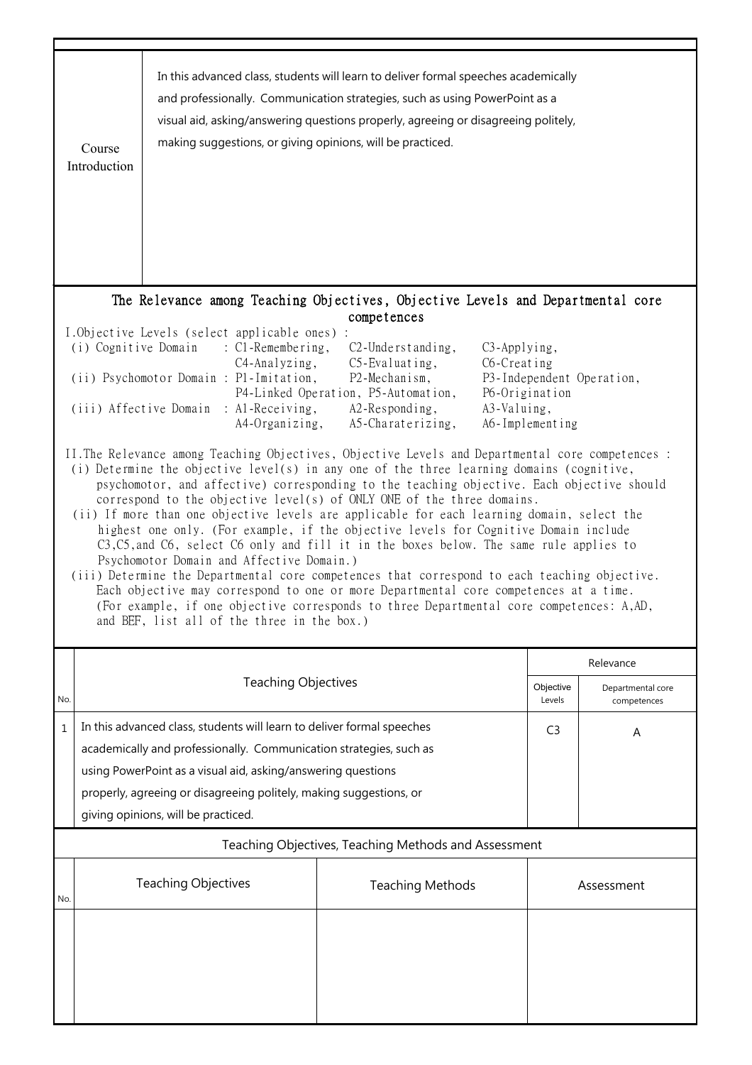| Course Introduction | In this advanced class, students will learn to deliver formal speeches academically and professionally. Communication strategies, such as using PowerPoint as a visual aid, asking/answering questions properly, agreeing or disagreeing politely, making suggestions, or giving opinions, will be practiced. |
|---|---|

## The Relevance among Teaching Objectives, Objective Levels and Departmental core competences

I.Objective Levels (select applicable ones) :

(i) Cognitive Domain : C1-Remembering, C2-Understanding, C3-Applying, C4-Analyzing, C5-Evaluating, C6-Creating

(ii) Psychomotor Domain : P1-Imitation, P2-Mechanism, P3-Independent Operation, P4-Linked Operation, P5-Automation, P6-Origination

(iii) Affective Domain : A1-Receiving, A2-Responding, A3-Valuing, A4-Organizing, A5-Charaterizing, A6-Implementing

II.The Relevance among Teaching Objectives, Objective Levels and Departmental core competences :

(i) Determine the objective level(s) in any one of the three learning domains (cognitive, psychomotor, and affective) corresponding to the teaching objective. Each objective should correspond to the objective level(s) of ONLY ONE of the three domains.

(ii) If more than one objective levels are applicable for each learning domain, select the highest one only. (For example, if the objective levels for Cognitive Domain include C3,C5,and C6, select C6 only and fill it in the boxes below. The same rule applies to Psychomotor Domain and Affective Domain.)

(iii) Determine the Departmental core competences that correspond to each teaching objective. Each objective may correspond to one or more Departmental core competences at a time. (For example, if one objective corresponds to three Departmental core competences: A,AD, and BEF, list all of the three in the box.)

| No. | Teaching Objectives | Relevance | |
|---|---|---|---|
| | | Objective Levels | Departmental core competences |
| 1 | In this advanced class, students will learn to deliver formal speeches academically and professionally. Communication strategies, such as using PowerPoint as a visual aid, asking/answering questions properly, agreeing or disagreeing politely, making suggestions, or giving opinions, will be practiced. | C3 | A |

## Teaching Objectives, Teaching Methods and Assessment

| No. | Teaching Objectives | Teaching Methods | Assessment |
|---|---|---|---|
| | | | |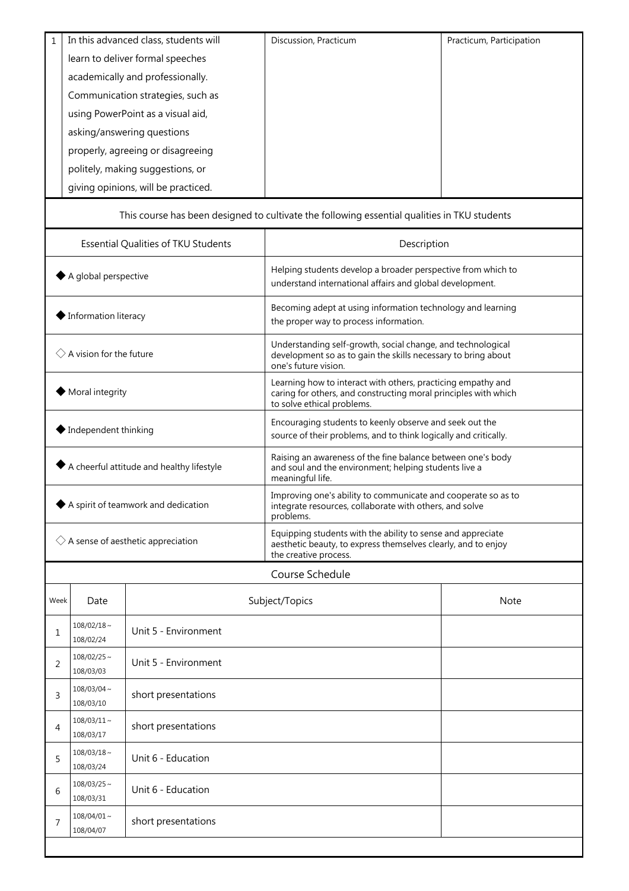| 1 | In this advanced class, students will learn to deliver formal speeches academically and professionally. Communication strategies, such as using PowerPoint as a visual aid, asking/answering questions properly, agreeing or disagreeing politely, making suggestions, or giving opinions, will be practiced. | Discussion, Practicum | Practicum, Participation |
|---|---|---|---|

This course has been designed to cultivate the following essential qualities in TKU students

| Essential Qualities of TKU Students | Description |
|---|---|
| ◆ A global perspective | Helping students develop a broader perspective from which to understand international affairs and global development. |
| ◆ Information literacy | Becoming adept at using information technology and learning the proper way to process information. |
| ◇ A vision for the future | Understanding self-growth, social change, and technological development so as to gain the skills necessary to bring about one's future vision. |
| ◆ Moral integrity | Learning how to interact with others, practicing empathy and caring for others, and constructing moral principles with which to solve ethical problems. |
| ◆ Independent thinking | Encouraging students to keenly observe and seek out the source of their problems, and to think logically and critically. |
| ◆ A cheerful attitude and healthy lifestyle | Raising an awareness of the fine balance between one's body and soul and the environment; helping students live a meaningful life. |
| ◆ A spirit of teamwork and dedication | Improving one's ability to communicate and cooperate so as to integrate resources, collaborate with others, and solve problems. |
| ◇ A sense of aesthetic appreciation | Equipping students with the ability to sense and appreciate aesthetic beauty, to express themselves clearly, and to enjoy the creative process. |

Course Schedule

| Week | Date | Subject/Topics | Note |
|---|---|---|---|
| 1 | 108/02/18～108/02/24 | Unit 5 - Environment | |
| 2 | 108/02/25～108/03/03 | Unit 5 - Environment | |
| 3 | 108/03/04～108/03/10 | short presentations | |
| 4 | 108/03/11～108/03/17 | short presentations | |
| 5 | 108/03/18～108/03/24 | Unit 6 - Education | |
| 6 | 108/03/25～108/03/31 | Unit 6 - Education | |
| 7 | 108/04/01～108/04/07 | short presentations | |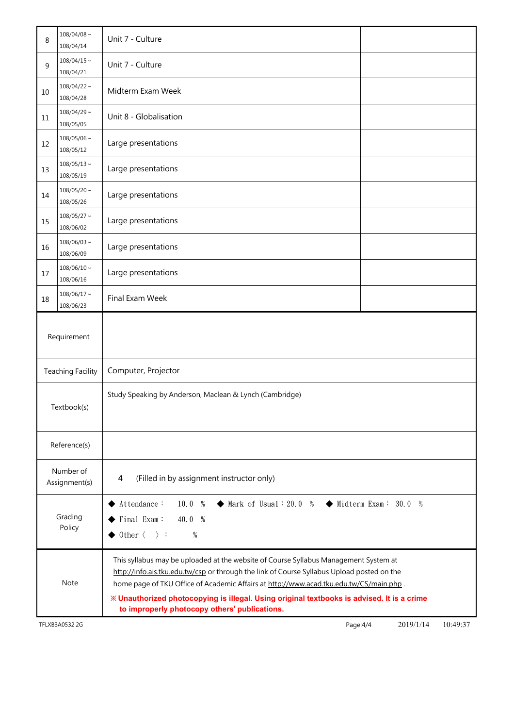| | | | |
|---|---|---|---|
| 8 | 108/04/08～108/04/14 | Unit 7 - Culture | |
| 9 | 108/04/15～108/04/21 | Unit 7 - Culture | |
| 10 | 108/04/22～108/04/28 | Midterm Exam Week | |
| 11 | 108/04/29～108/05/05 | Unit 8 - Globalisation | |
| 12 | 108/05/06～108/05/12 | Large presentations | |
| 13 | 108/05/13～108/05/19 | Large presentations | |
| 14 | 108/05/20～108/05/26 | Large presentations | |
| 15 | 108/05/27～108/06/02 | Large presentations | |
| 16 | 108/06/03～108/06/09 | Large presentations | |
| 17 | 108/06/10～108/06/16 | Large presentations | |
| 18 | 108/06/17～108/06/23 | Final Exam Week | |

| | |
|---|---|
| Requirement | |
| Teaching Facility | Computer, Projector |
| Textbook(s) | Study Speaking by Anderson, Maclean & Lynch (Cambridge) |
| Reference(s) | |
| Number of Assignment(s) | 4 (Filled in by assignment instructor only) |
| Grading Policy | ◆ Attendance： 10.0 % ◆ Mark of Usual：20.0 % ◆ Midterm Exam： 30.0 %<br>◆ Final Exam： 40.0 %<br>◆ Other〈 〉： % |
| Note | This syllabus may be uploaded at the website of Course Syllabus Management System at http://info.ais.tku.edu.tw/csp or through the link of Course Syllabus Upload posted on the home page of TKU Office of Academic Affairs at http://www.acad.tku.edu.tw/CS/main.php .<br>**※ Unauthorized photocopying is illegal. Using original textbooks is advised. It is a crime to improperly photocopy others' publications.** |

TFLXB3A0532 2G 2019/1/14 10:49:37